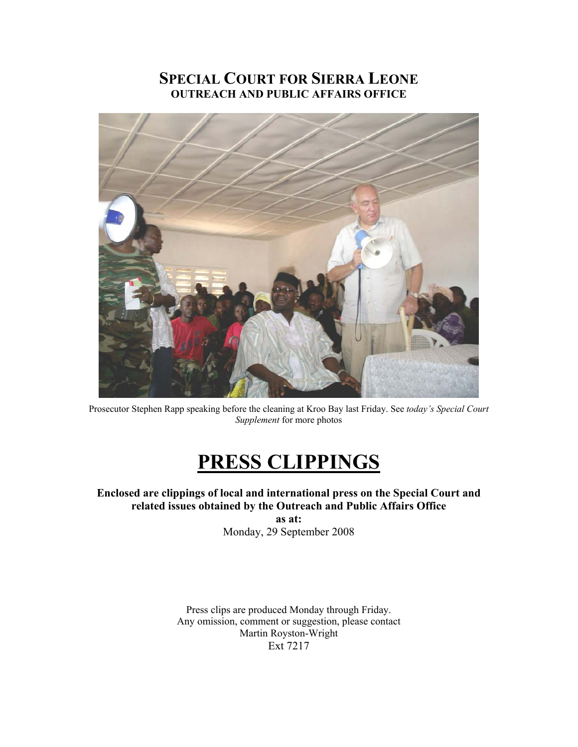# SPECIAL COURT FOR SIERRA LEONE
## OUTREACH AND PUBLIC AFFAIRS OFFICE

Prosecutor Stephen Rapp speaking before the cleaning at Kroo Bay last Friday. See *today's Special Court Supplement* for more photos

# PRESS CLIPPINGS

**Enclosed are clippings of local and international press on the Special Court and related issues obtained by the Outreach and Public Affairs Office**

**as at:**

Monday, 29 September 2008

Press clips are produced Monday through Friday.
Any omission, comment or suggestion, please contact
Martin Royston-Wright
Ext 7217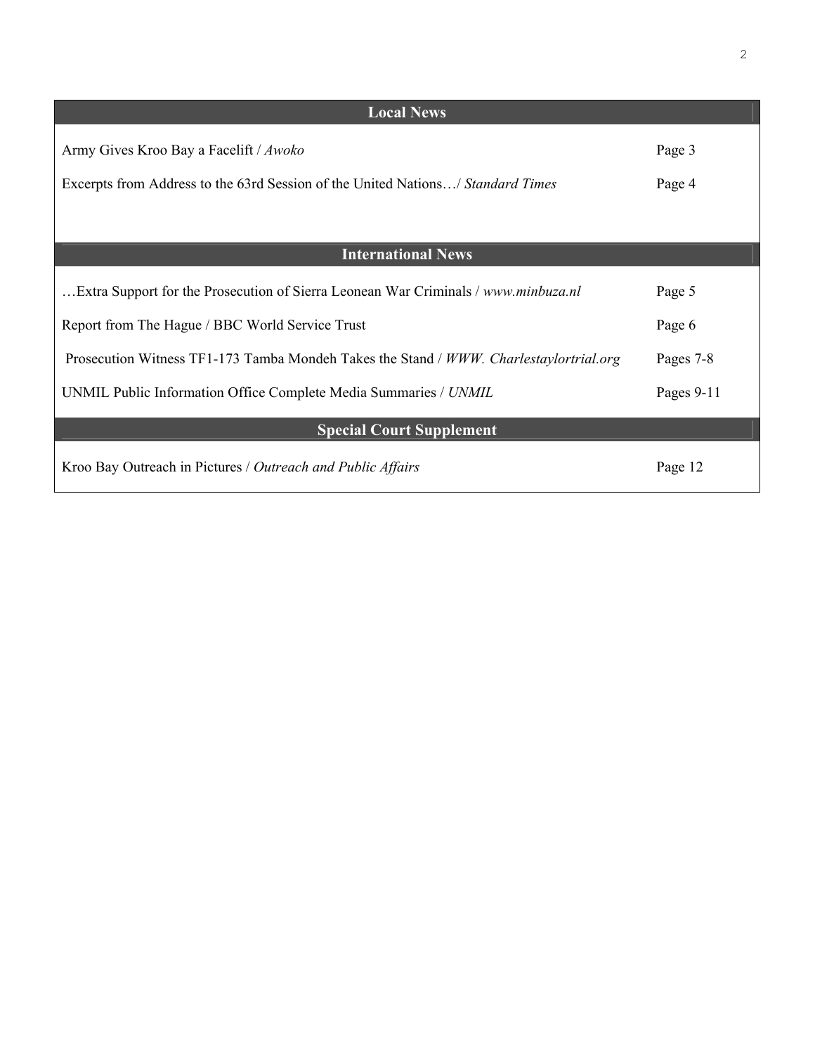| Local News | |
|---|---|
| Army Gives Kroo Bay a Facelift / *Awoko* | Page 3 |
| Excerpts from Address to the 63rd Session of the United Nations…/ *Standard Times* | Page 4 |
| **International News** | |
| …Extra Support for the Prosecution of Sierra Leonean War Criminals / *www.minbuza.nl* | Page 5 |
| Report from The Hague / BBC World Service Trust | Page 6 |
| Prosecution Witness TF1-173 Tamba Mondeh Takes the Stand / *WWW. Charlestaylortrial.org* | Pages 7-8 |
| UNMIL Public Information Office Complete Media Summaries / *UNMIL* | Pages 9-11 |
| **Special Court Supplement** | |
| Kroo Bay Outreach in Pictures / *Outreach and Public Affairs* | Page 12 |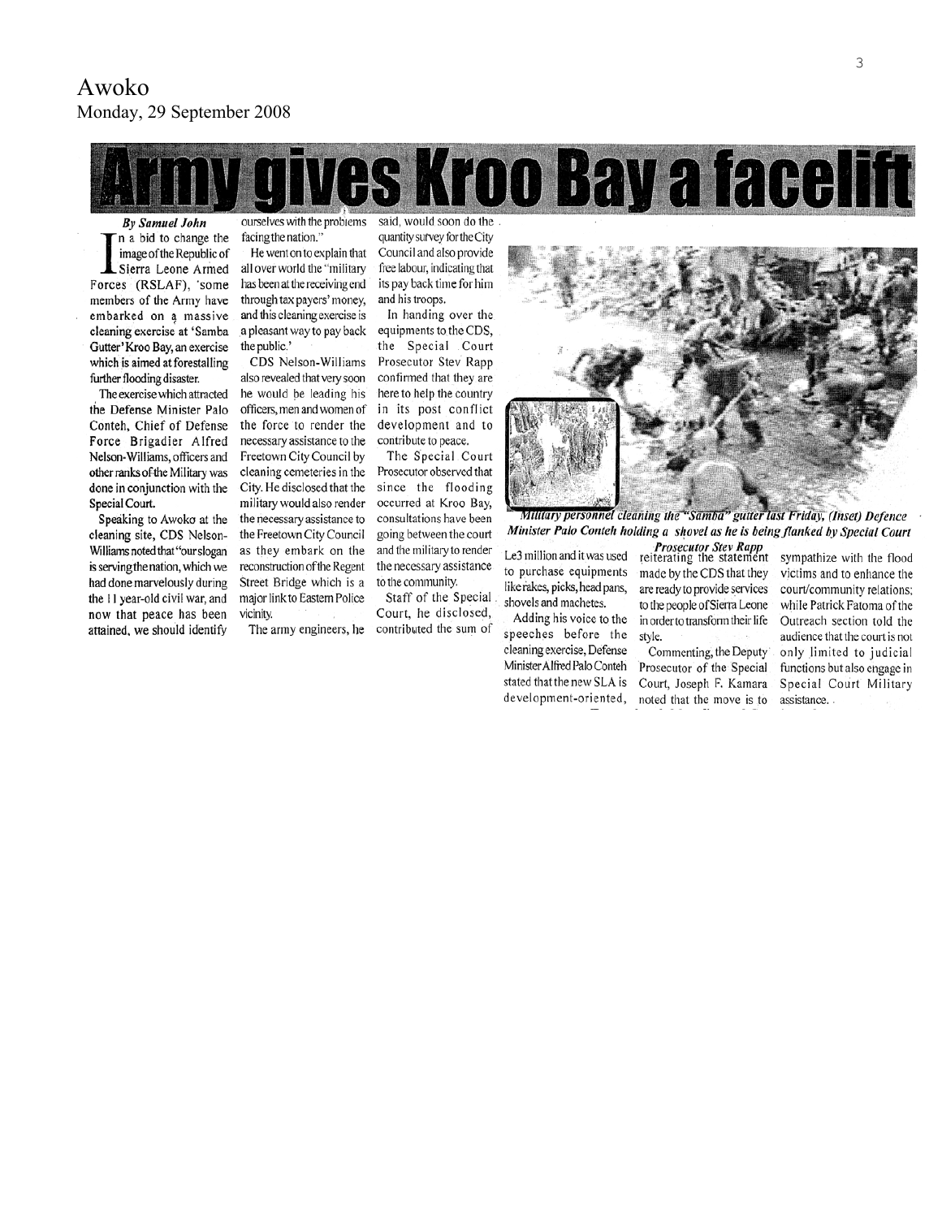Awoko
Monday, 29 September 2008

# Army gives Kroo Bay a facelift

***By Samuel John***

In a bid to change the image of the Republic of Sierra Leone Armed Forces (RSLAF), some members of the Army have embarked on a massive cleaning exercise at 'Samba Gutter' Kroo Bay, an exercise which is aimed at forestalling further flooding disaster.

The exercise which attracted the Defense Minister Palo Conteh, Chief of Defense Force Brigadier Alfred Nelson-Williams, officers and other ranks of the Military was done in conjunction with the Special Court.

Speaking to Awoko at the cleaning site, CDS Nelson-Williams noted that "our slogan is serving the nation, which we had done marvelously during the 11 year-old civil war, and now that peace has been attained, we should identify ourselves with the problems facing the nation."

He went on to explain that all over world the "military has been at the receiving end through tax payers' money, and this cleaning exercise is a pleasant way to pay back the public.'

CDS Nelson-Williams also revealed that very soon he would be leading his officers, men and women of the force to render the necessary assistance to the Freetown City Council by cleaning cemeteries in the City. He disclosed that the military would also render the necessary assistance to the Freetown City Council as they embark on the reconstruction of the Regent Street Bridge which is a major link to Eastern Police vicinity.

The army engineers, he said, would soon do the quantity survey for the City Council and also provide free labour, indicating that its pay back time for him and his troops.

In handing over the equipments to the CDS, the Special Court Prosecutor Stev Rapp confirmed that they are here to help the country in its post conflict development and to contribute to peace.

The Special Court Prosecutor observed that since the flooding occurred at Kroo Bay, consultations have been going between the court and the military to render the necessary assistance to the community.

Staff of the Special Court, he disclosed, contributed the sum of Le3 million and it was used to purchase equipments like rakes, picks, head pans, shovels and machetes.

Adding his voice to the speeches before the cleaning exercise, Defense Minister Alfred Palo Conteh stated that the new SLA is development-oriented, reiterating the statement made by the CDS that they are ready to provide services to the people of Sierra Leone in order to transform their life style.

Commenting, the Deputy Prosecutor of the Special Court, Joseph F. Kamara noted that the move is to sympathize with the flood victims and to enhance the court/community relations; while Patrick Fatoma of the Outreach section told the audience that the court is not only limited to judicial functions but also engage in Special Court Military assistance.

***Military personnel cleaning the "Samba" gutter last Friday, (Inset) Defence Minister Palo Conteh holding a shovel as he is being flanked by Special Court Prosecutor Stev Rapp***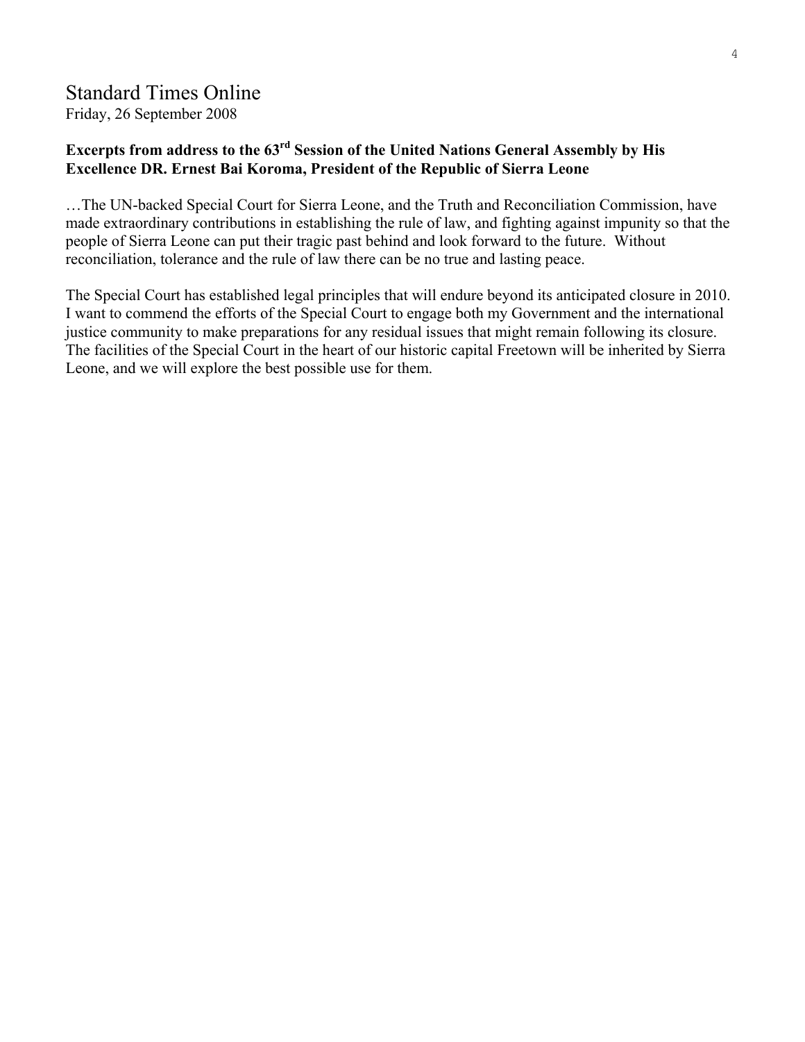# Standard Times Online

Friday, 26 September 2008

**Excerpts from address to the 63rd Session of the United Nations General Assembly by His Excellence DR. Ernest Bai Koroma, President of the Republic of Sierra Leone**

…The UN-backed Special Court for Sierra Leone, and the Truth and Reconciliation Commission, have made extraordinary contributions in establishing the rule of law, and fighting against impunity so that the people of Sierra Leone can put their tragic past behind and look forward to the future. Without reconciliation, tolerance and the rule of law there can be no true and lasting peace.

The Special Court has established legal principles that will endure beyond its anticipated closure in 2010. I want to commend the efforts of the Special Court to engage both my Government and the international justice community to make preparations for any residual issues that might remain following its closure. The facilities of the Special Court in the heart of our historic capital Freetown will be inherited by Sierra Leone, and we will explore the best possible use for them.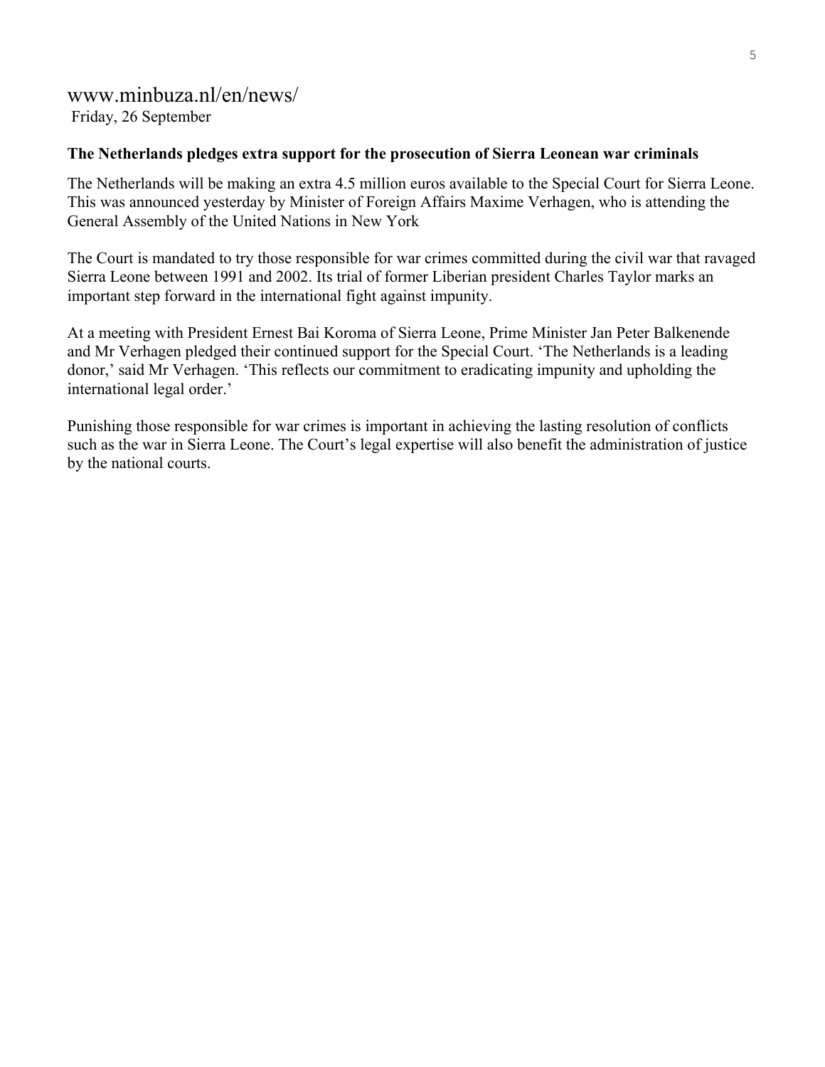www.minbuza.nl/en/news/

Friday, 26 September

**The Netherlands pledges extra support for the prosecution of Sierra Leonean war criminals**

The Netherlands will be making an extra 4.5 million euros available to the Special Court for Sierra Leone. This was announced yesterday by Minister of Foreign Affairs Maxime Verhagen, who is attending the General Assembly of the United Nations in New York

The Court is mandated to try those responsible for war crimes committed during the civil war that ravaged Sierra Leone between 1991 and 2002. Its trial of former Liberian president Charles Taylor marks an important step forward in the international fight against impunity.

At a meeting with President Ernest Bai Koroma of Sierra Leone, Prime Minister Jan Peter Balkenende and Mr Verhagen pledged their continued support for the Special Court. 'The Netherlands is a leading donor,' said Mr Verhagen. 'This reflects our commitment to eradicating impunity and upholding the international legal order.'

Punishing those responsible for war crimes is important in achieving the lasting resolution of conflicts such as the war in Sierra Leone. The Court's legal expertise will also benefit the administration of justice by the national courts.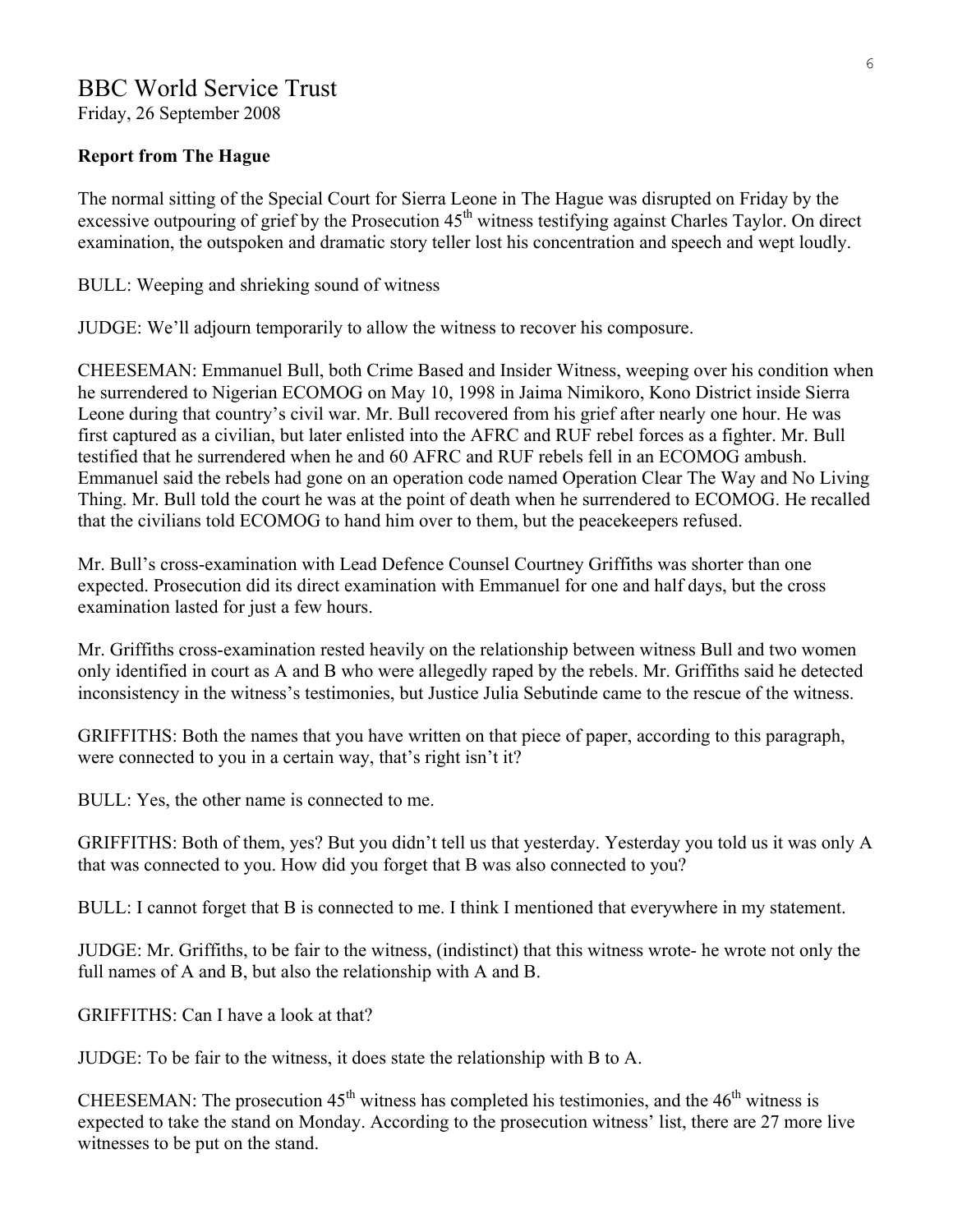# BBC World Service Trust

Friday, 26 September 2008

**Report from The Hague**

The normal sitting of the Special Court for Sierra Leone in The Hague was disrupted on Friday by the excessive outpouring of grief by the Prosecution 45th witness testifying against Charles Taylor. On direct examination, the outspoken and dramatic story teller lost his concentration and speech and wept loudly.

BULL: Weeping and shrieking sound of witness

JUDGE: We'll adjourn temporarily to allow the witness to recover his composure.

CHEESEMAN: Emmanuel Bull, both Crime Based and Insider Witness, weeping over his condition when he surrendered to Nigerian ECOMOG on May 10, 1998 in Jaima Nimikoro, Kono District inside Sierra Leone during that country's civil war. Mr. Bull recovered from his grief after nearly one hour. He was first captured as a civilian, but later enlisted into the AFRC and RUF rebel forces as a fighter. Mr. Bull testified that he surrendered when he and 60 AFRC and RUF rebels fell in an ECOMOG ambush. Emmanuel said the rebels had gone on an operation code named Operation Clear The Way and No Living Thing. Mr. Bull told the court he was at the point of death when he surrendered to ECOMOG. He recalled that the civilians told ECOMOG to hand him over to them, but the peacekeepers refused.

Mr. Bull's cross-examination with Lead Defence Counsel Courtney Griffiths was shorter than one expected. Prosecution did its direct examination with Emmanuel for one and half days, but the cross examination lasted for just a few hours.

Mr. Griffiths cross-examination rested heavily on the relationship between witness Bull and two women only identified in court as A and B who were allegedly raped by the rebels. Mr. Griffiths said he detected inconsistency in the witness's testimonies, but Justice Julia Sebutinde came to the rescue of the witness.

GRIFFITHS: Both the names that you have written on that piece of paper, according to this paragraph, were connected to you in a certain way, that's right isn't it?

BULL: Yes, the other name is connected to me.

GRIFFITHS: Both of them, yes? But you didn't tell us that yesterday. Yesterday you told us it was only A that was connected to you. How did you forget that B was also connected to you?

BULL: I cannot forget that B is connected to me. I think I mentioned that everywhere in my statement.

JUDGE: Mr. Griffiths, to be fair to the witness, (indistinct) that this witness wrote- he wrote not only the full names of A and B, but also the relationship with A and B.

GRIFFITHS: Can I have a look at that?

JUDGE: To be fair to the witness, it does state the relationship with B to A.

CHEESEMAN: The prosecution 45th witness has completed his testimonies, and the 46th witness is expected to take the stand on Monday. According to the prosecution witness' list, there are 27 more live witnesses to be put on the stand.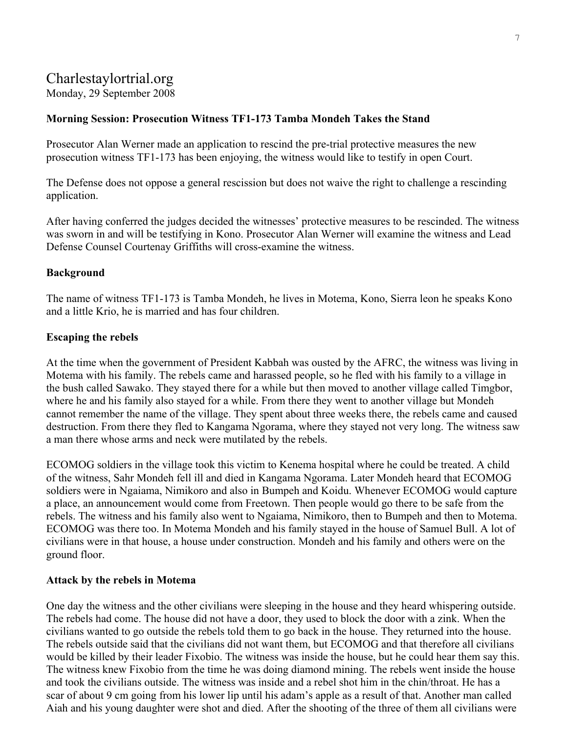Charlestaylortrial.org

Monday, 29 September 2008

**Morning Session: Prosecution Witness TF1-173 Tamba Mondeh Takes the Stand**

Prosecutor Alan Werner made an application to rescind the pre-trial protective measures the new prosecution witness TF1-173 has been enjoying, the witness would like to testify in open Court.

The Defense does not oppose a general rescission but does not waive the right to challenge a rescinding application.

After having conferred the judges decided the witnesses' protective measures to be rescinded. The witness was sworn in and will be testifying in Kono. Prosecutor Alan Werner will examine the witness and Lead Defense Counsel Courtenay Griffiths will cross-examine the witness.

**Background**

The name of witness TF1-173 is Tamba Mondeh, he lives in Motema, Kono, Sierra leon he speaks Kono and a little Krio, he is married and has four children.

**Escaping the rebels**

At the time when the government of President Kabbah was ousted by the AFRC, the witness was living in Motema with his family. The rebels came and harassed people, so he fled with his family to a village in the bush called Sawako. They stayed there for a while but then moved to another village called Timgbor, where he and his family also stayed for a while. From there they went to another village but Mondeh cannot remember the name of the village. They spent about three weeks there, the rebels came and caused destruction. From there they fled to Kangama Ngorama, where they stayed not very long. The witness saw a man there whose arms and neck were mutilated by the rebels.

ECOMOG soldiers in the village took this victim to Kenema hospital where he could be treated. A child of the witness, Sahr Mondeh fell ill and died in Kangama Ngorama. Later Mondeh heard that ECOMOG soldiers were in Ngaiama, Nimikoro and also in Bumpeh and Koidu. Whenever ECOMOG would capture a place, an announcement would come from Freetown. Then people would go there to be safe from the rebels. The witness and his family also went to Ngaiama, Nimikoro, then to Bumpeh and then to Motema. ECOMOG was there too. In Motema Mondeh and his family stayed in the house of Samuel Bull. A lot of civilians were in that house, a house under construction. Mondeh and his family and others were on the ground floor.

**Attack by the rebels in Motema**

One day the witness and the other civilians were sleeping in the house and they heard whispering outside. The rebels had come. The house did not have a door, they used to block the door with a zink. When the civilians wanted to go outside the rebels told them to go back in the house. They returned into the house. The rebels outside said that the civilians did not want them, but ECOMOG and that therefore all civilians would be killed by their leader Fixobio. The witness was inside the house, but he could hear them say this. The witness knew Fixobio from the time he was doing diamond mining. The rebels went inside the house and took the civilians outside. The witness was inside and a rebel shot him in the chin/throat. He has a scar of about 9 cm going from his lower lip until his adam's apple as a result of that. Another man called Aiah and his young daughter were shot and died. After the shooting of the three of them all civilians were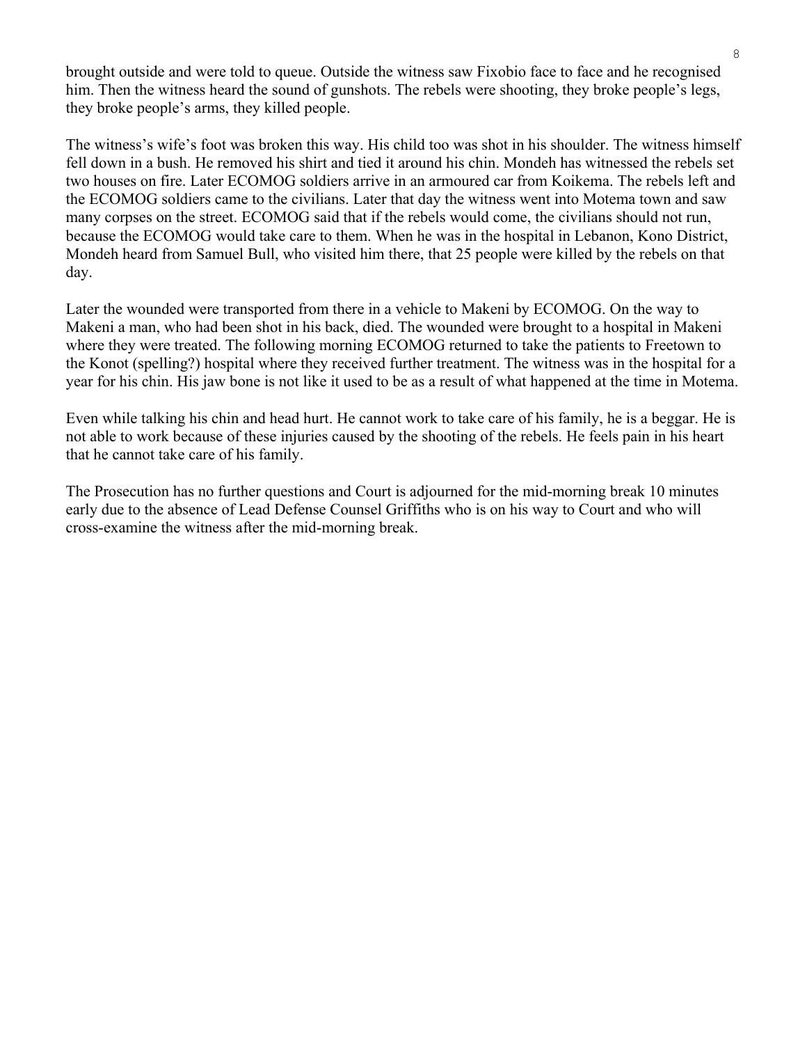brought outside and were told to queue. Outside the witness saw Fixobio face to face and he recognised him. Then the witness heard the sound of gunshots. The rebels were shooting, they broke people's legs, they broke people's arms, they killed people.

The witness's wife's foot was broken this way. His child too was shot in his shoulder. The witness himself fell down in a bush. He removed his shirt and tied it around his chin. Mondeh has witnessed the rebels set two houses on fire. Later ECOMOG soldiers arrive in an armoured car from Koikema. The rebels left and the ECOMOG soldiers came to the civilians. Later that day the witness went into Motema town and saw many corpses on the street. ECOMOG said that if the rebels would come, the civilians should not run, because the ECOMOG would take care to them. When he was in the hospital in Lebanon, Kono District, Mondeh heard from Samuel Bull, who visited him there, that 25 people were killed by the rebels on that day.

Later the wounded were transported from there in a vehicle to Makeni by ECOMOG. On the way to Makeni a man, who had been shot in his back, died. The wounded were brought to a hospital in Makeni where they were treated. The following morning ECOMOG returned to take the patients to Freetown to the Konot (spelling?) hospital where they received further treatment. The witness was in the hospital for a year for his chin. His jaw bone is not like it used to be as a result of what happened at the time in Motema.

Even while talking his chin and head hurt. He cannot work to take care of his family, he is a beggar. He is not able to work because of these injuries caused by the shooting of the rebels. He feels pain in his heart that he cannot take care of his family.

The Prosecution has no further questions and Court is adjourned for the mid-morning break 10 minutes early due to the absence of Lead Defense Counsel Griffiths who is on his way to Court and who will cross-examine the witness after the mid-morning break.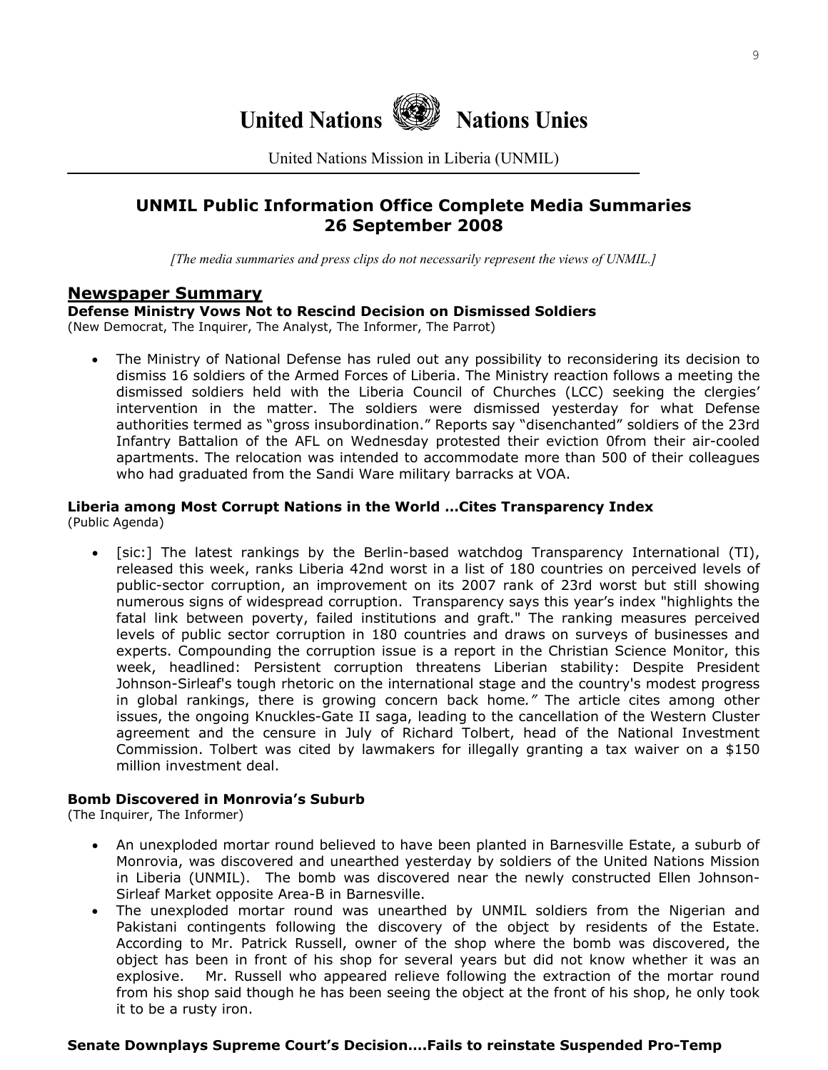# United Nations Nations Unies

United Nations Mission in Liberia (UNMIL)

## UNMIL Public Information Office Complete Media Summaries
## 26 September 2008

*[The media summaries and press clips do not necessarily represent the views of UNMIL.]*

## Newspaper Summary

**Defense Ministry Vows Not to Rescind Decision on Dismissed Soldiers**
(New Democrat, The Inquirer, The Analyst, The Informer, The Parrot)

- The Ministry of National Defense has ruled out any possibility to reconsidering its decision to dismiss 16 soldiers of the Armed Forces of Liberia. The Ministry reaction follows a meeting the dismissed soldiers held with the Liberia Council of Churches (LCC) seeking the clergies' intervention in the matter. The soldiers were dismissed yesterday for what Defense authorities termed as "gross insubordination." Reports say "disenchanted" soldiers of the 23rd Infantry Battalion of the AFL on Wednesday protested their eviction 0from their air-cooled apartments. The relocation was intended to accommodate more than 500 of their colleagues who had graduated from the Sandi Ware military barracks at VOA.

**Liberia among Most Corrupt Nations in the World …Cites Transparency Index**
(Public Agenda)

- [sic:] The latest rankings by the Berlin-based watchdog Transparency International (TI), released this week, ranks Liberia 42nd worst in a list of 180 countries on perceived levels of public-sector corruption, an improvement on its 2007 rank of 23rd worst but still showing numerous signs of widespread corruption. Transparency says this year's index "highlights the fatal link between poverty, failed institutions and graft." The ranking measures perceived levels of public sector corruption in 180 countries and draws on surveys of businesses and experts. Compounding the corruption issue is a report in the Christian Science Monitor, this week, headlined: Persistent corruption threatens Liberian stability: Despite President Johnson-Sirleaf's tough rhetoric on the international stage and the country's modest progress in global rankings, there is growing concern back home*."* The article cites among other issues, the ongoing Knuckles-Gate II saga, leading to the cancellation of the Western Cluster agreement and the censure in July of Richard Tolbert, head of the National Investment Commission. Tolbert was cited by lawmakers for illegally granting a tax waiver on a $150 million investment deal.

**Bomb Discovered in Monrovia's Suburb**
(The Inquirer, The Informer)

- An unexploded mortar round believed to have been planted in Barnesville Estate, a suburb of Monrovia, was discovered and unearthed yesterday by soldiers of the United Nations Mission in Liberia (UNMIL). The bomb was discovered near the newly constructed Ellen Johnson-Sirleaf Market opposite Area-B in Barnesville.
- The unexploded mortar round was unearthed by UNMIL soldiers from the Nigerian and Pakistani contingents following the discovery of the object by residents of the Estate. According to Mr. Patrick Russell, owner of the shop where the bomb was discovered, the object has been in front of his shop for several years but did not know whether it was an explosive. Mr. Russell who appeared relieve following the extraction of the mortar round from his shop said though he has been seeing the object at the front of his shop, he only took it to be a rusty iron.

**Senate Downplays Supreme Court's Decision….Fails to reinstate Suspended Pro-Temp**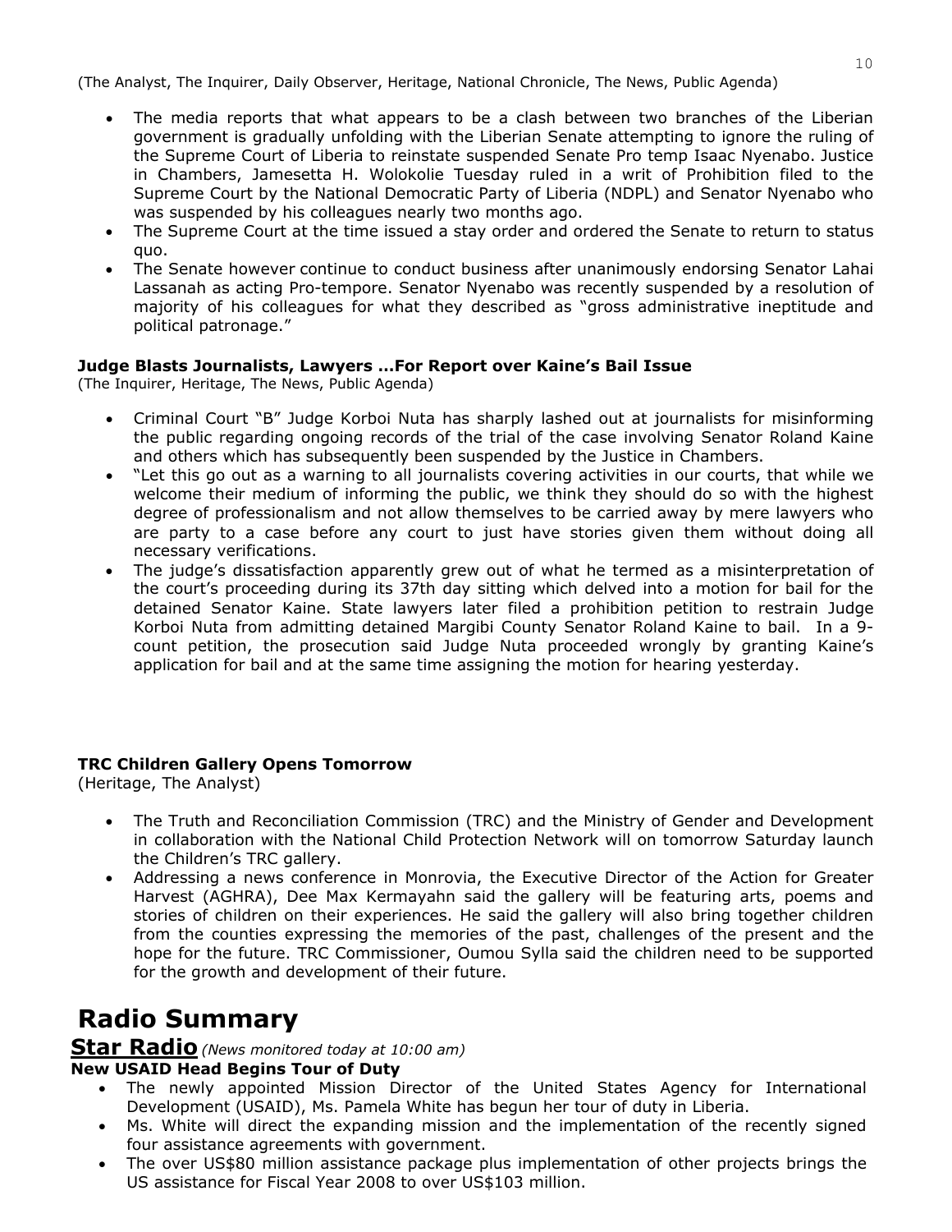(The Analyst, The Inquirer, Daily Observer, Heritage, National Chronicle, The News, Public Agenda)

- The media reports that what appears to be a clash between two branches of the Liberian government is gradually unfolding with the Liberian Senate attempting to ignore the ruling of the Supreme Court of Liberia to reinstate suspended Senate Pro temp Isaac Nyenabo. Justice in Chambers, Jamesetta H. Wolokolie Tuesday ruled in a writ of Prohibition filed to the Supreme Court by the National Democratic Party of Liberia (NDPL) and Senator Nyenabo who was suspended by his colleagues nearly two months ago.
- The Supreme Court at the time issued a stay order and ordered the Senate to return to status quo.
- The Senate however continue to conduct business after unanimously endorsing Senator Lahai Lassanah as acting Pro-tempore. Senator Nyenabo was recently suspended by a resolution of majority of his colleagues for what they described as "gross administrative ineptitude and political patronage."

**Judge Blasts Journalists, Lawyers …For Report over Kaine's Bail Issue**
(The Inquirer, Heritage, The News, Public Agenda)

- Criminal Court "B" Judge Korboi Nuta has sharply lashed out at journalists for misinforming the public regarding ongoing records of the trial of the case involving Senator Roland Kaine and others which has subsequently been suspended by the Justice in Chambers.
- "Let this go out as a warning to all journalists covering activities in our courts, that while we welcome their medium of informing the public, we think they should do so with the highest degree of professionalism and not allow themselves to be carried away by mere lawyers who are party to a case before any court to just have stories given them without doing all necessary verifications.
- The judge's dissatisfaction apparently grew out of what he termed as a misinterpretation of the court's proceeding during its 37th day sitting which delved into a motion for bail for the detained Senator Kaine. State lawyers later filed a prohibition petition to restrain Judge Korboi Nuta from admitting detained Margibi County Senator Roland Kaine to bail. In a 9-count petition, the prosecution said Judge Nuta proceeded wrongly by granting Kaine's application for bail and at the same time assigning the motion for hearing yesterday.

**TRC Children Gallery Opens Tomorrow**
(Heritage, The Analyst)

- The Truth and Reconciliation Commission (TRC) and the Ministry of Gender and Development in collaboration with the National Child Protection Network will on tomorrow Saturday launch the Children's TRC gallery.
- Addressing a news conference in Monrovia, the Executive Director of the Action for Greater Harvest (AGHRA), Dee Max Kermayahn said the gallery will be featuring arts, poems and stories of children on their experiences. He said the gallery will also bring together children from the counties expressing the memories of the past, challenges of the present and the hope for the future. TRC Commissioner, Oumou Sylla said the children need to be supported for the growth and development of their future.

# Radio Summary

## Star Radio *(News monitored today at 10:00 am)*

**New USAID Head Begins Tour of Duty**

- The newly appointed Mission Director of the United States Agency for International Development (USAID), Ms. Pamela White has begun her tour of duty in Liberia.
- Ms. White will direct the expanding mission and the implementation of the recently signed four assistance agreements with government.
- The over US$80 million assistance package plus implementation of other projects brings the US assistance for Fiscal Year 2008 to over US$103 million.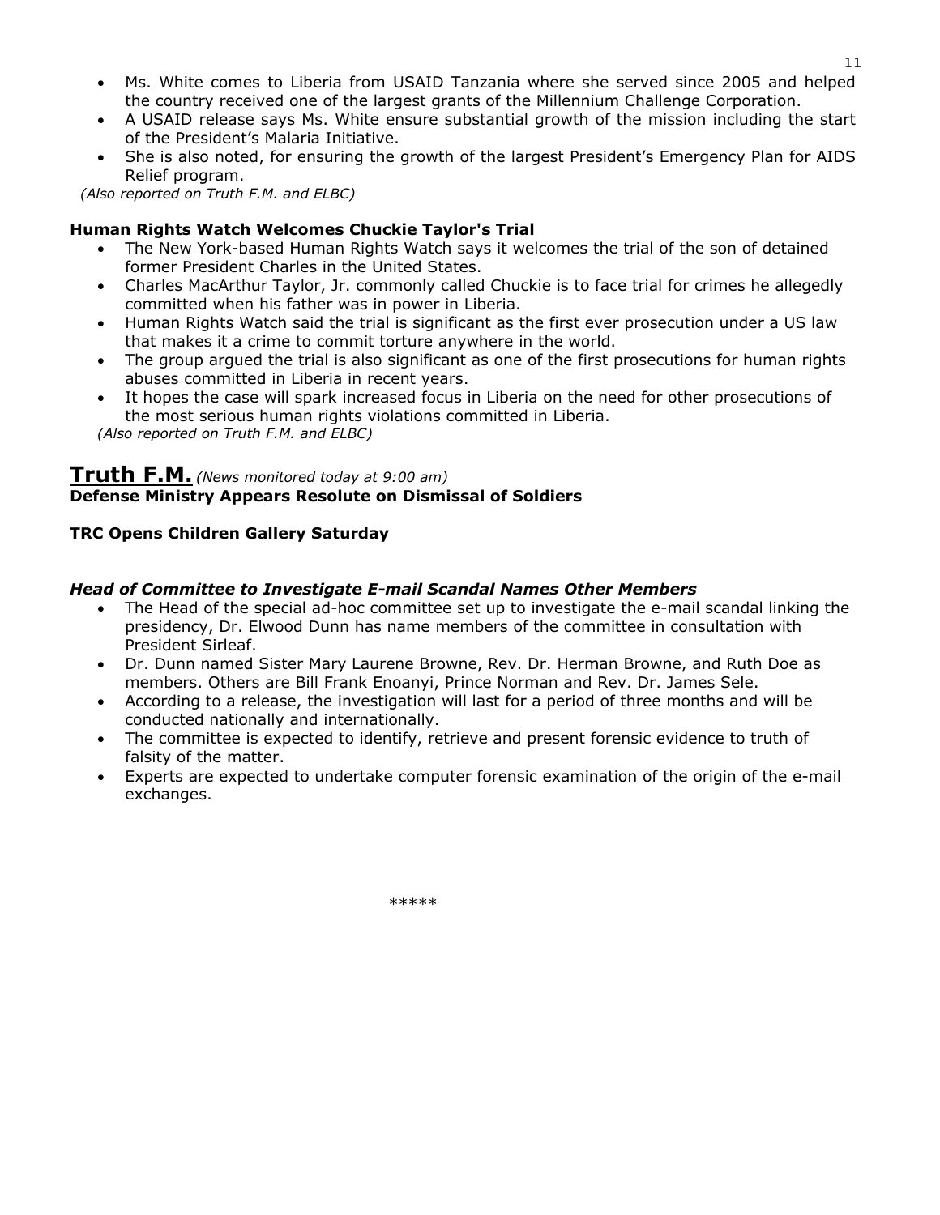- Ms. White comes to Liberia from USAID Tanzania where she served since 2005 and helped the country received one of the largest grants of the Millennium Challenge Corporation.
- A USAID release says Ms. White ensure substantial growth of the mission including the start of the President's Malaria Initiative.
- She is also noted, for ensuring the growth of the largest President's Emergency Plan for AIDS Relief program.

*(Also reported on Truth F.M. and ELBC)*

**Human Rights Watch Welcomes Chuckie Taylor's Trial**

- The New York-based Human Rights Watch says it welcomes the trial of the son of detained former President Charles in the United States.
- Charles MacArthur Taylor, Jr. commonly called Chuckie is to face trial for crimes he allegedly committed when his father was in power in Liberia.
- Human Rights Watch said the trial is significant as the first ever prosecution under a US law that makes it a crime to commit torture anywhere in the world.
- The group argued the trial is also significant as one of the first prosecutions for human rights abuses committed in Liberia in recent years.
- It hopes the case will spark increased focus in Liberia on the need for other prosecutions of the most serious human rights violations committed in Liberia.

*(Also reported on Truth F.M. and ELBC)*

## Truth F.M. *(News monitored today at 9:00 am)*

**Defense Ministry Appears Resolute on Dismissal of Soldiers**

**TRC Opens Children Gallery Saturday**

***Head of Committee to Investigate E-mail Scandal Names Other Members***

- The Head of the special ad-hoc committee set up to investigate the e-mail scandal linking the presidency, Dr. Elwood Dunn has name members of the committee in consultation with President Sirleaf.
- Dr. Dunn named Sister Mary Laurene Browne, Rev. Dr. Herman Browne, and Ruth Doe as members. Others are Bill Frank Enoanyi, Prince Norman and Rev. Dr. James Sele.
- According to a release, the investigation will last for a period of three months and will be conducted nationally and internationally.
- The committee is expected to identify, retrieve and present forensic evidence to truth of falsity of the matter.
- Experts are expected to undertake computer forensic examination of the origin of the e-mail exchanges.

*****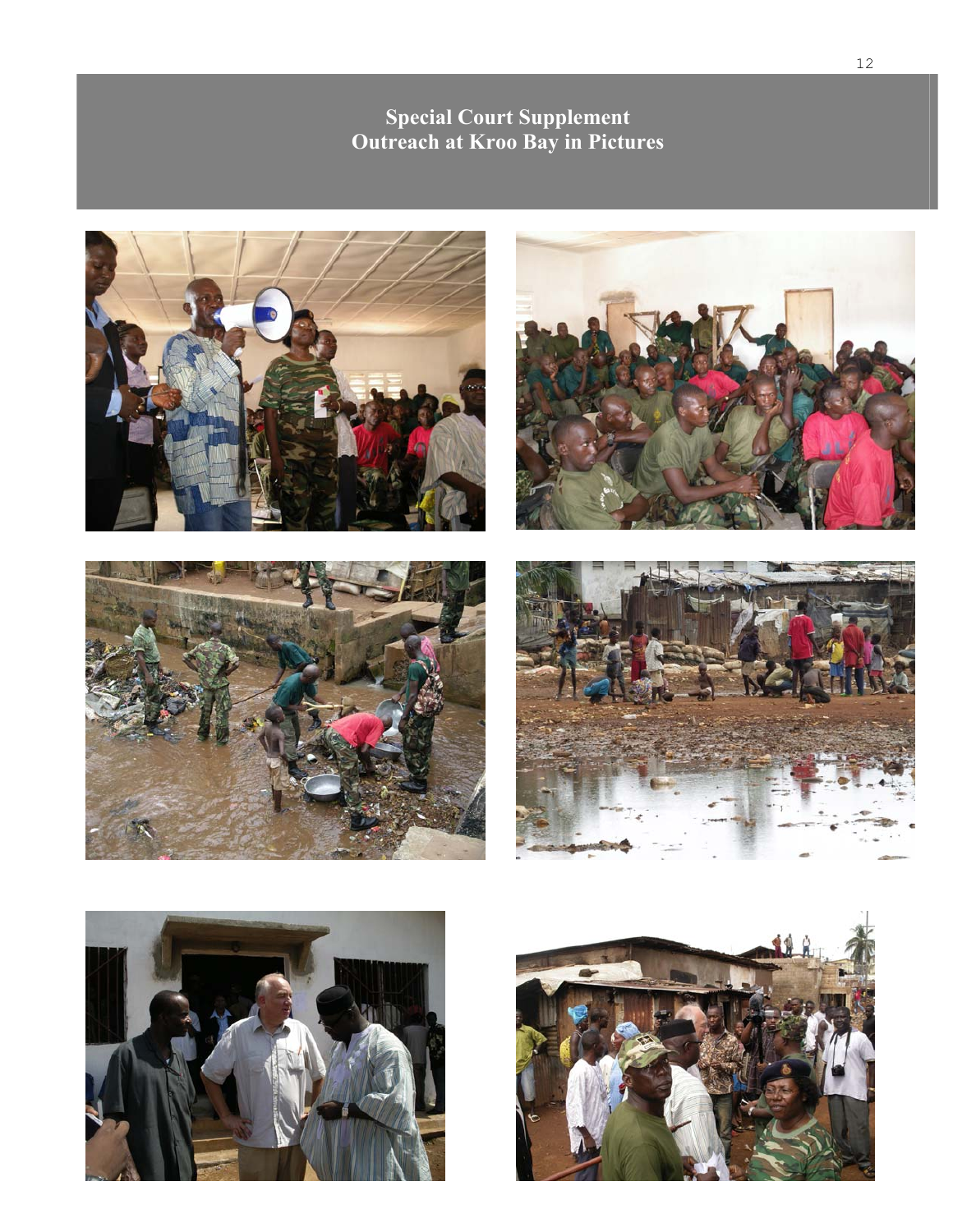# Special Court Supplement
# Outreach at Kroo Bay in Pictures